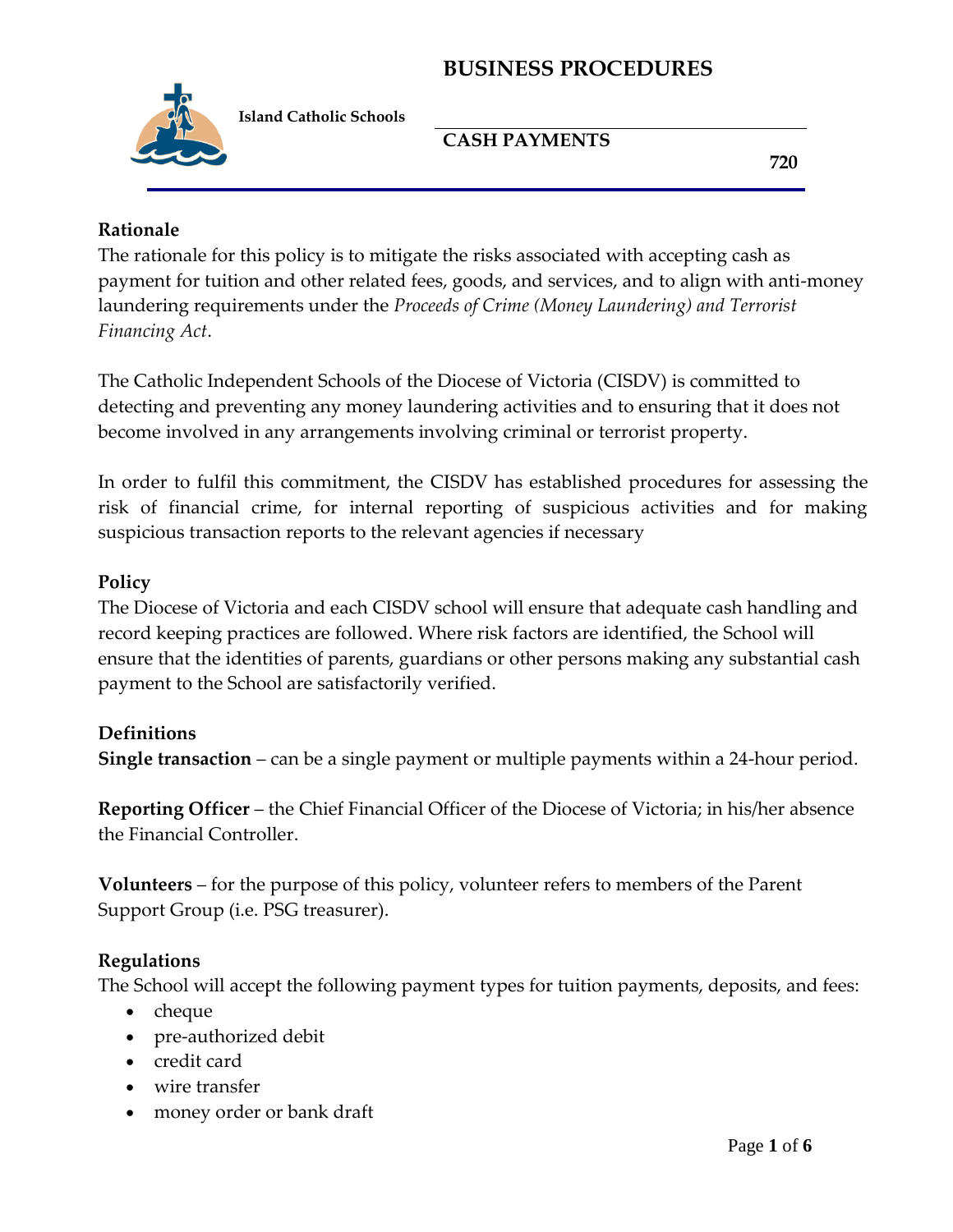# BUSINESS PROCEDURES

**Island Catholic Schools**

## CASH PAYMENTS

**720**

### Rationale

The rationale for this policy is to mitigate the risks associated with accepting cash as payment for tuition and other related fees, goods, and services, and to align with anti-money laundering requirements under the *Proceeds of Crime (Money Laundering) and Terrorist Financing Act*.

The Catholic Independent Schools of the Diocese of Victoria (CISDV) is committed to detecting and preventing any money laundering activities and to ensuring that it does not become involved in any arrangements involving criminal or terrorist property.

In order to fulfil this commitment, the CISDV has established procedures for assessing the risk of financial crime, for internal reporting of suspicious activities and for making suspicious transaction reports to the relevant agencies if necessary

### Policy

The Diocese of Victoria and each CISDV school will ensure that adequate cash handling and record keeping practices are followed. Where risk factors are identified, the School will ensure that the identities of parents, guardians or other persons making any substantial cash payment to the School are satisfactorily verified.

### Definitions

**Single transaction** – can be a single payment or multiple payments within a 24-hour period.

**Reporting Officer** – the Chief Financial Officer of the Diocese of Victoria; in his/her absence the Financial Controller.

**Volunteers** – for the purpose of this policy, volunteer refers to members of the Parent Support Group (i.e. PSG treasurer).

### Regulations

The School will accept the following payment types for tuition payments, deposits, and fees:

- cheque
- pre-authorized debit
- credit card
- wire transfer
- money order or bank draft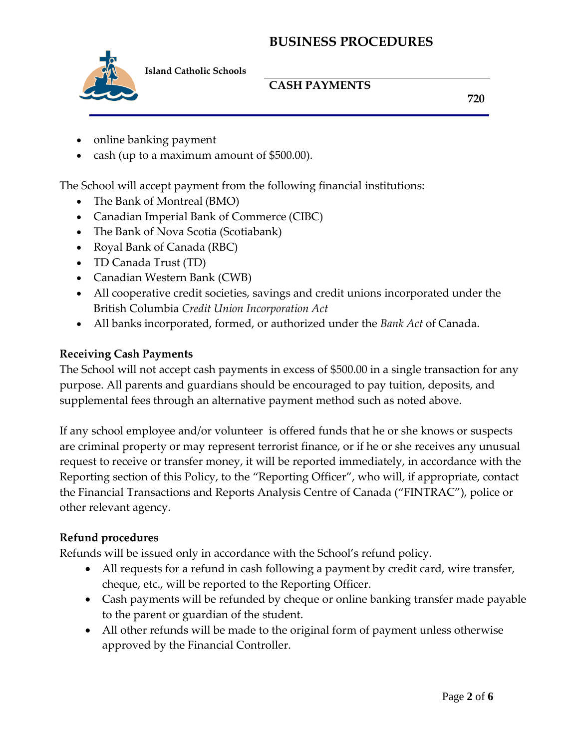- online banking payment
- cash (up to a maximum amount of $500.00).

The School will accept payment from the following financial institutions:

- The Bank of Montreal (BMO)
- Canadian Imperial Bank of Commerce (CIBC)
- The Bank of Nova Scotia (Scotiabank)
- Royal Bank of Canada (RBC)
- TD Canada Trust (TD)
- Canadian Western Bank (CWB)
- All cooperative credit societies, savings and credit unions incorporated under the British Columbia *Credit Union Incorporation Act*
- All banks incorporated, formed, or authorized under the *Bank Act* of Canada.

**Receiving Cash Payments**

The School will not accept cash payments in excess of $500.00 in a single transaction for any purpose. All parents and guardians should be encouraged to pay tuition, deposits, and supplemental fees through an alternative payment method such as noted above.

If any school employee and/or volunteer is offered funds that he or she knows or suspects are criminal property or may represent terrorist finance, or if he or she receives any unusual request to receive or transfer money, it will be reported immediately, in accordance with the Reporting section of this Policy, to the "Reporting Officer", who will, if appropriate, contact the Financial Transactions and Reports Analysis Centre of Canada ("FINTRAC"), police or other relevant agency.

**Refund procedures**

Refunds will be issued only in accordance with the School's refund policy.

- All requests for a refund in cash following a payment by credit card, wire transfer, cheque, etc., will be reported to the Reporting Officer.
- Cash payments will be refunded by cheque or online banking transfer made payable to the parent or guardian of the student.
- All other refunds will be made to the original form of payment unless otherwise approved by the Financial Controller.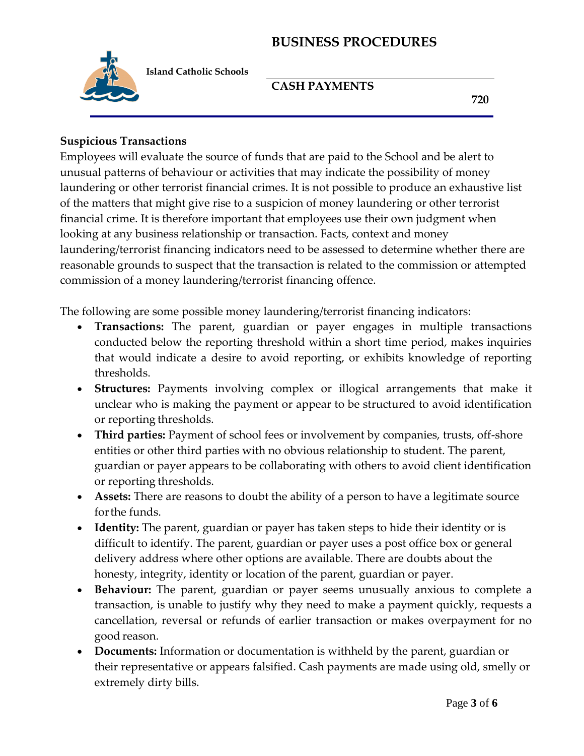## Suspicious Transactions

Employees will evaluate the source of funds that are paid to the School and be alert to unusual patterns of behaviour or activities that may indicate the possibility of money laundering or other terrorist financial crimes. It is not possible to produce an exhaustive list of the matters that might give rise to a suspicion of money laundering or other terrorist financial crime. It is therefore important that employees use their own judgment when looking at any business relationship or transaction. Facts, context and money laundering/terrorist financing indicators need to be assessed to determine whether there are reasonable grounds to suspect that the transaction is related to the commission or attempted commission of a money laundering/terrorist financing offence.

The following are some possible money laundering/terrorist financing indicators:

- **Transactions:** The parent, guardian or payer engages in multiple transactions conducted below the reporting threshold within a short time period, makes inquiries that would indicate a desire to avoid reporting, or exhibits knowledge of reporting thresholds.
- **Structures:** Payments involving complex or illogical arrangements that make it unclear who is making the payment or appear to be structured to avoid identification or reporting thresholds.
- **Third parties:** Payment of school fees or involvement by companies, trusts, off-shore entities or other third parties with no obvious relationship to student. The parent, guardian or payer appears to be collaborating with others to avoid client identification or reporting thresholds.
- **Assets:** There are reasons to doubt the ability of a person to have a legitimate source for the funds.
- **Identity:** The parent, guardian or payer has taken steps to hide their identity or is difficult to identify. The parent, guardian or payer uses a post office box or general delivery address where other options are available. There are doubts about the honesty, integrity, identity or location of the parent, guardian or payer.
- **Behaviour:** The parent, guardian or payer seems unusually anxious to complete a transaction, is unable to justify why they need to make a payment quickly, requests a cancellation, reversal or refunds of earlier transaction or makes overpayment for no good reason.
- **Documents:** Information or documentation is withheld by the parent, guardian or their representative or appears falsified. Cash payments are made using old, smelly or extremely dirty bills.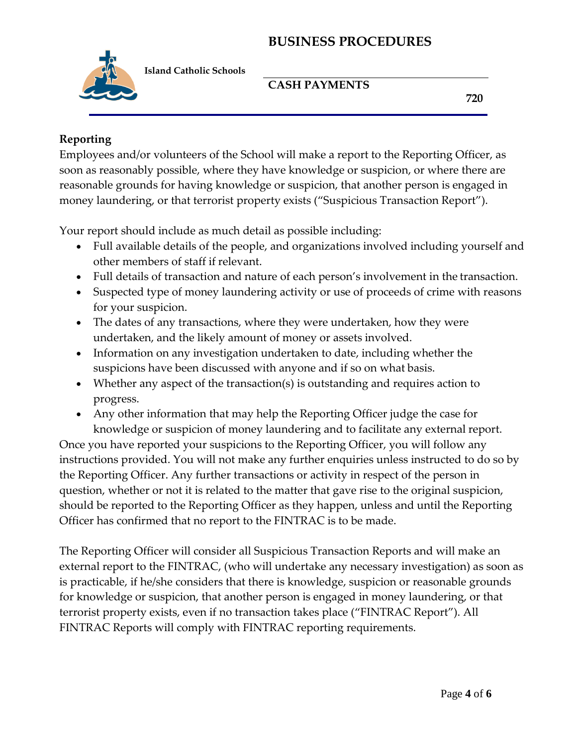## Reporting

Employees and/or volunteers of the School will make a report to the Reporting Officer, as soon as reasonably possible, where they have knowledge or suspicion, or where there are reasonable grounds for having knowledge or suspicion, that another person is engaged in money laundering, or that terrorist property exists ("Suspicious Transaction Report").

Your report should include as much detail as possible including:

- Full available details of the people, and organizations involved including yourself and other members of staff if relevant.
- Full details of transaction and nature of each person's involvement in the transaction.
- Suspected type of money laundering activity or use of proceeds of crime with reasons for your suspicion.
- The dates of any transactions, where they were undertaken, how they were undertaken, and the likely amount of money or assets involved.
- Information on any investigation undertaken to date, including whether the suspicions have been discussed with anyone and if so on what basis.
- Whether any aspect of the transaction(s) is outstanding and requires action to progress.
- Any other information that may help the Reporting Officer judge the case for knowledge or suspicion of money laundering and to facilitate any external report.

Once you have reported your suspicions to the Reporting Officer, you will follow any instructions provided. You will not make any further enquiries unless instructed to do so by the Reporting Officer. Any further transactions or activity in respect of the person in question, whether or not it is related to the matter that gave rise to the original suspicion, should be reported to the Reporting Officer as they happen, unless and until the Reporting Officer has confirmed that no report to the FINTRAC is to be made.

The Reporting Officer will consider all Suspicious Transaction Reports and will make an external report to the FINTRAC, (who will undertake any necessary investigation) as soon as is practicable, if he/she considers that there is knowledge, suspicion or reasonable grounds for knowledge or suspicion, that another person is engaged in money laundering, or that terrorist property exists, even if no transaction takes place ("FINTRAC Report"). All FINTRAC Reports will comply with FINTRAC reporting requirements.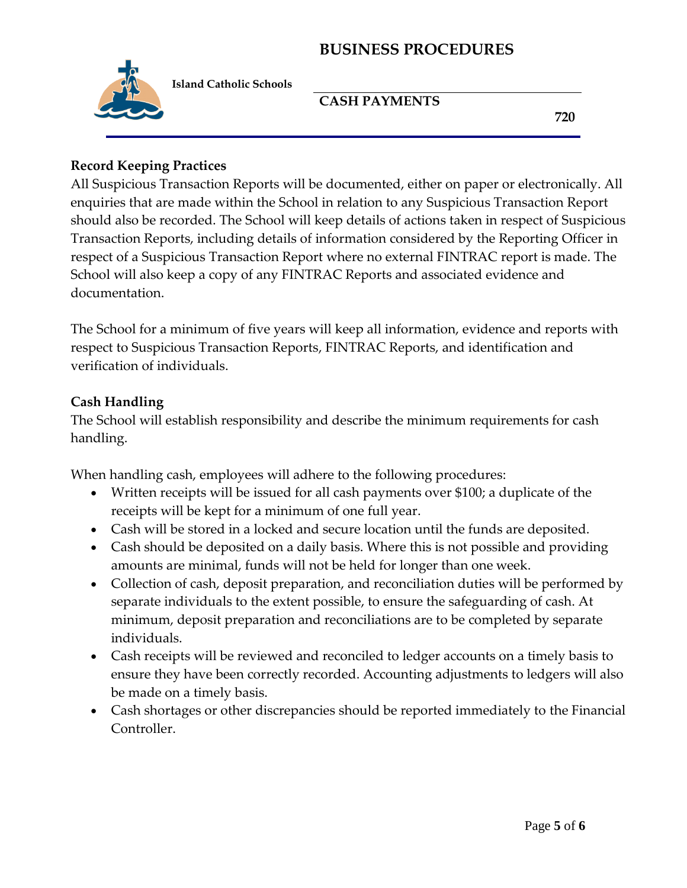## Record Keeping Practices

All Suspicious Transaction Reports will be documented, either on paper or electronically. All enquiries that are made within the School in relation to any Suspicious Transaction Report should also be recorded. The School will keep details of actions taken in respect of Suspicious Transaction Reports, including details of information considered by the Reporting Officer in respect of a Suspicious Transaction Report where no external FINTRAC report is made. The School will also keep a copy of any FINTRAC Reports and associated evidence and documentation.

The School for a minimum of five years will keep all information, evidence and reports with respect to Suspicious Transaction Reports, FINTRAC Reports, and identification and verification of individuals.

## Cash Handling

The School will establish responsibility and describe the minimum requirements for cash handling.

When handling cash, employees will adhere to the following procedures:

- Written receipts will be issued for all cash payments over $100; a duplicate of the receipts will be kept for a minimum of one full year.
- Cash will be stored in a locked and secure location until the funds are deposited.
- Cash should be deposited on a daily basis. Where this is not possible and providing amounts are minimal, funds will not be held for longer than one week.
- Collection of cash, deposit preparation, and reconciliation duties will be performed by separate individuals to the extent possible, to ensure the safeguarding of cash. At minimum, deposit preparation and reconciliations are to be completed by separate individuals.
- Cash receipts will be reviewed and reconciled to ledger accounts on a timely basis to ensure they have been correctly recorded. Accounting adjustments to ledgers will also be made on a timely basis.
- Cash shortages or other discrepancies should be reported immediately to the Financial Controller.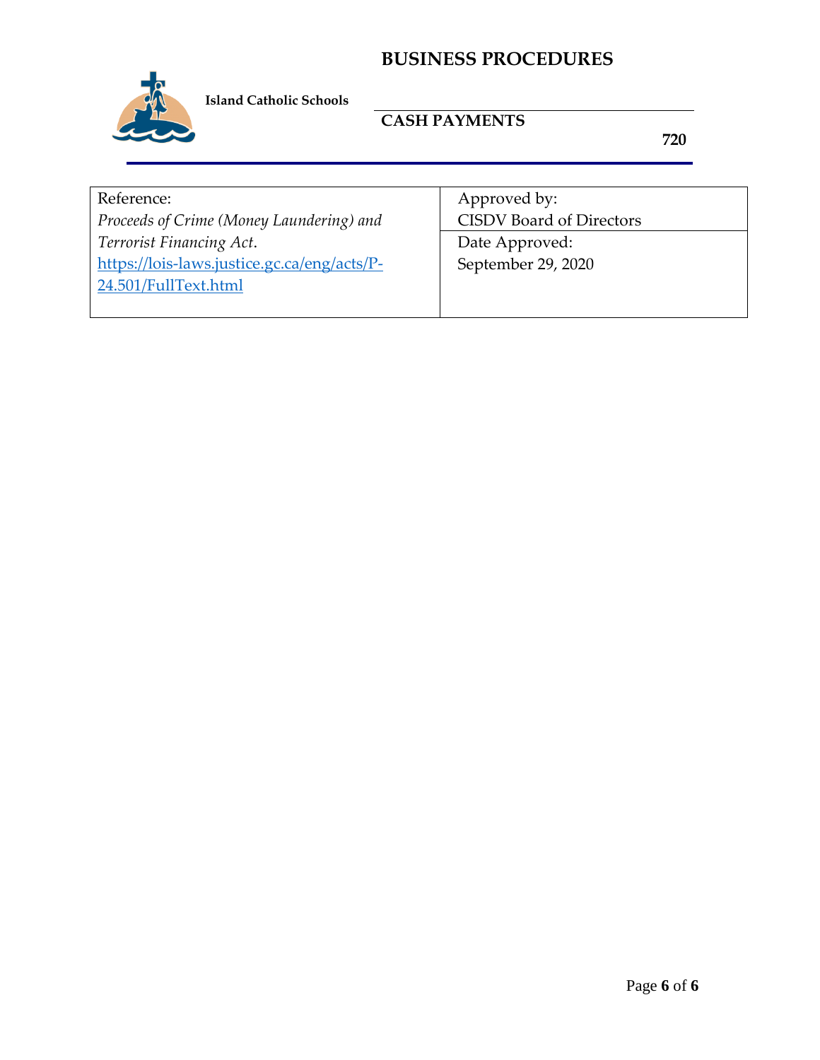| | |
|---|---|
| Reference:<br>*Proceeds of Crime (Money Laundering) and Terrorist Financing Act*.<br>https://lois-laws.justice.gc.ca/eng/acts/P-24.501/FullText.html | Approved by:<br>CISDV Board of Directors<br>Date Approved:<br>September 29, 2020 |